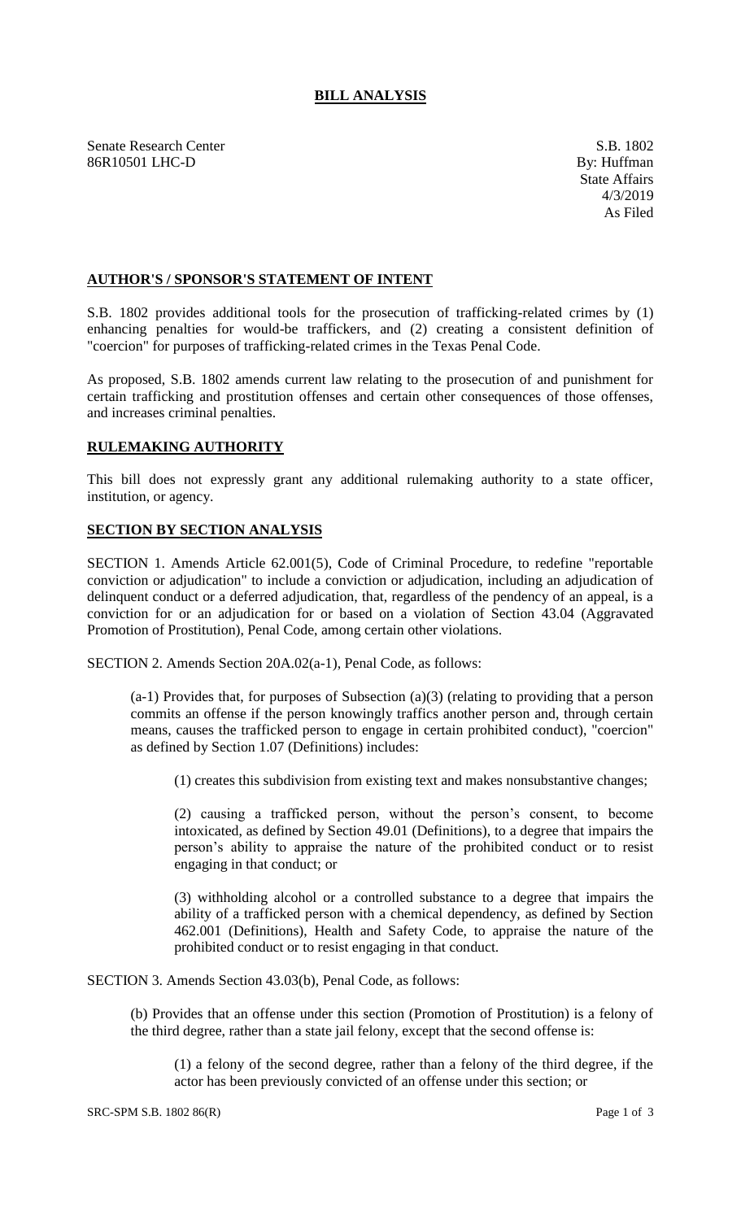# BILL ANALYSIS

Senate Research Center
86R10501 LHC-D

S.B. 1802
By: Huffman
State Affairs
4/3/2019
As Filed

## AUTHOR'S / SPONSOR'S STATEMENT OF INTENT

S.B. 1802 provides additional tools for the prosecution of trafficking-related crimes by (1) enhancing penalties for would-be traffickers, and (2) creating a consistent definition of "coercion" for purposes of trafficking-related crimes in the Texas Penal Code.

As proposed, S.B. 1802 amends current law relating to the prosecution of and punishment for certain trafficking and prostitution offenses and certain other consequences of those offenses, and increases criminal penalties.

## RULEMAKING AUTHORITY

This bill does not expressly grant any additional rulemaking authority to a state officer, institution, or agency.

## SECTION BY SECTION ANALYSIS

SECTION 1. Amends Article 62.001(5), Code of Criminal Procedure, to redefine "reportable conviction or adjudication" to include a conviction or adjudication, including an adjudication of delinquent conduct or a deferred adjudication, that, regardless of the pendency of an appeal, is a conviction for or an adjudication for or based on a violation of Section 43.04 (Aggravated Promotion of Prostitution), Penal Code, among certain other violations.

SECTION 2. Amends Section 20A.02(a-1), Penal Code, as follows:

(a-1) Provides that, for purposes of Subsection (a)(3) (relating to providing that a person commits an offense if the person knowingly traffics another person and, through certain means, causes the trafficked person to engage in certain prohibited conduct), "coercion" as defined by Section 1.07 (Definitions) includes:

(1) creates this subdivision from existing text and makes nonsubstantive changes;

(2) causing a trafficked person, without the person's consent, to become intoxicated, as defined by Section 49.01 (Definitions), to a degree that impairs the person's ability to appraise the nature of the prohibited conduct or to resist engaging in that conduct; or

(3) withholding alcohol or a controlled substance to a degree that impairs the ability of a trafficked person with a chemical dependency, as defined by Section 462.001 (Definitions), Health and Safety Code, to appraise the nature of the prohibited conduct or to resist engaging in that conduct.

SECTION 3. Amends Section 43.03(b), Penal Code, as follows:

(b) Provides that an offense under this section (Promotion of Prostitution) is a felony of the third degree, rather than a state jail felony, except that the second offense is:

(1) a felony of the second degree, rather than a felony of the third degree, if the actor has been previously convicted of an offense under this section; or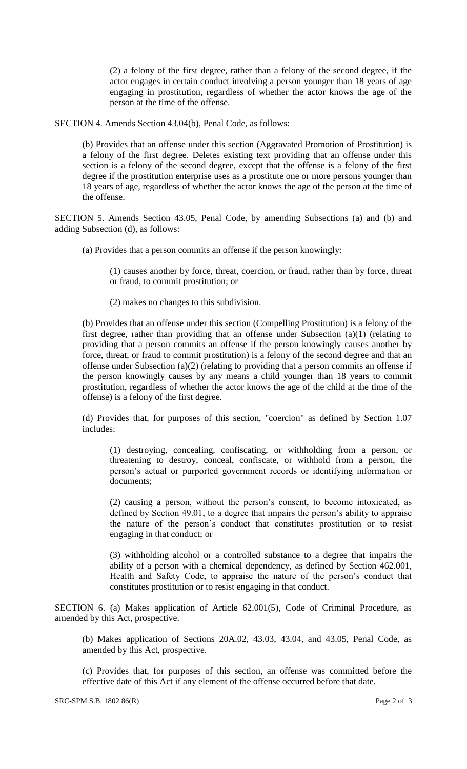(2) a felony of the first degree, rather than a felony of the second degree, if the actor engages in certain conduct involving a person younger than 18 years of age engaging in prostitution, regardless of whether the actor knows the age of the person at the time of the offense.

SECTION 4. Amends Section 43.04(b), Penal Code, as follows:

(b) Provides that an offense under this section (Aggravated Promotion of Prostitution) is a felony of the first degree. Deletes existing text providing that an offense under this section is a felony of the second degree, except that the offense is a felony of the first degree if the prostitution enterprise uses as a prostitute one or more persons younger than 18 years of age, regardless of whether the actor knows the age of the person at the time of the offense.

SECTION 5. Amends Section 43.05, Penal Code, by amending Subsections (a) and (b) and adding Subsection (d), as follows:

(a) Provides that a person commits an offense if the person knowingly:

(1) causes another by force, threat, coercion, or fraud, rather than by force, threat or fraud, to commit prostitution; or

(2) makes no changes to this subdivision.

(b) Provides that an offense under this section (Compelling Prostitution) is a felony of the first degree, rather than providing that an offense under Subsection (a)(1) (relating to providing that a person commits an offense if the person knowingly causes another by force, threat, or fraud to commit prostitution) is a felony of the second degree and that an offense under Subsection (a)(2) (relating to providing that a person commits an offense if the person knowingly causes by any means a child younger than 18 years to commit prostitution, regardless of whether the actor knows the age of the child at the time of the offense) is a felony of the first degree.

(d) Provides that, for purposes of this section, "coercion" as defined by Section 1.07 includes:

(1) destroying, concealing, confiscating, or withholding from a person, or threatening to destroy, conceal, confiscate, or withhold from a person, the person's actual or purported government records or identifying information or documents;

(2) causing a person, without the person's consent, to become intoxicated, as defined by Section 49.01, to a degree that impairs the person's ability to appraise the nature of the person's conduct that constitutes prostitution or to resist engaging in that conduct; or

(3) withholding alcohol or a controlled substance to a degree that impairs the ability of a person with a chemical dependency, as defined by Section 462.001, Health and Safety Code, to appraise the nature of the person's conduct that constitutes prostitution or to resist engaging in that conduct.

SECTION 6. (a) Makes application of Article 62.001(5), Code of Criminal Procedure, as amended by this Act, prospective.

(b) Makes application of Sections 20A.02, 43.03, 43.04, and 43.05, Penal Code, as amended by this Act, prospective.

(c) Provides that, for purposes of this section, an offense was committed before the effective date of this Act if any element of the offense occurred before that date.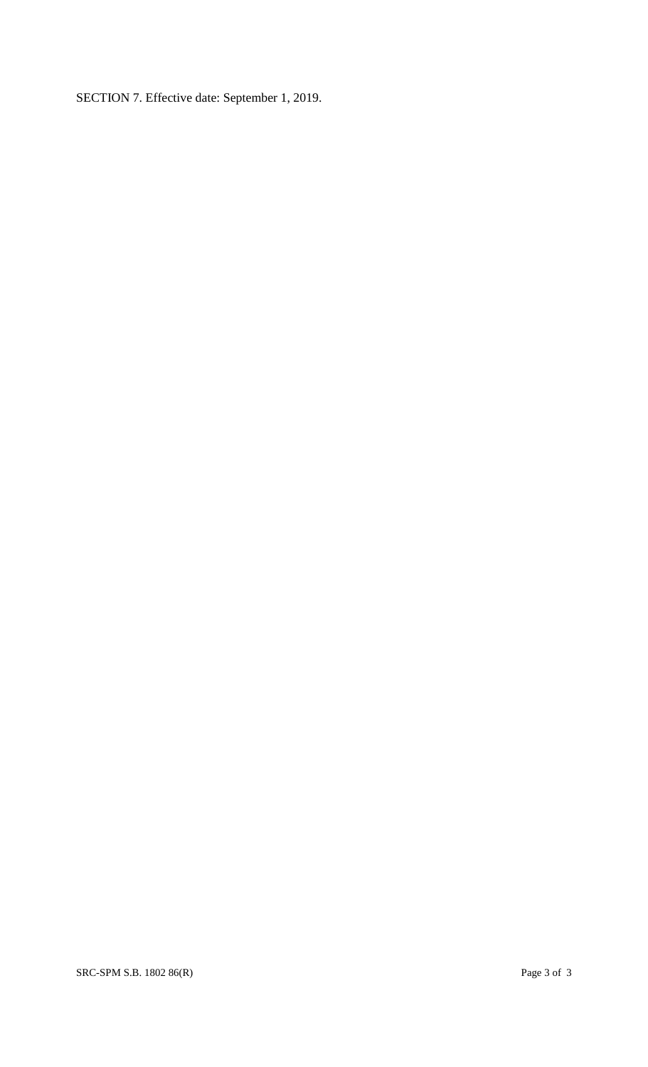SECTION 7. Effective date: September 1, 2019.